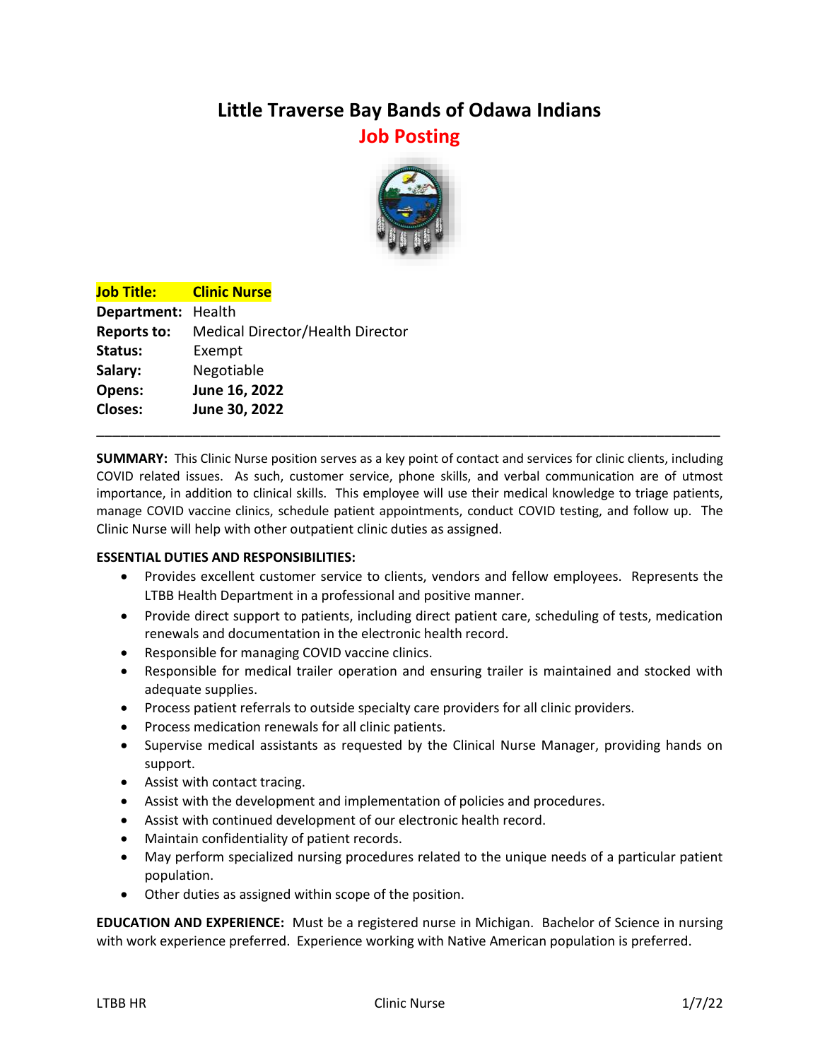# Little Traverse Bay Bands of Odawa Indians

## Job Posting

| | |
|---|---|
| **Job Title:** | **Clinic Nurse** |
| **Department:** | Health |
| **Reports to:** | Medical Director/Health Director |
| **Status:** | Exempt |
| **Salary:** | Negotiable |
| **Opens:** | **June 16, 2022** |
| **Closes:** | **June 30, 2022** |

---

**SUMMARY:** This Clinic Nurse position serves as a key point of contact and services for clinic clients, including COVID related issues. As such, customer service, phone skills, and verbal communication are of utmost importance, in addition to clinical skills. This employee will use their medical knowledge to triage patients, manage COVID vaccine clinics, schedule patient appointments, conduct COVID testing, and follow up. The Clinic Nurse will help with other outpatient clinic duties as assigned.

**ESSENTIAL DUTIES AND RESPONSIBILITIES:**

- Provides excellent customer service to clients, vendors and fellow employees. Represents the LTBB Health Department in a professional and positive manner.
- Provide direct support to patients, including direct patient care, scheduling of tests, medication renewals and documentation in the electronic health record.
- Responsible for managing COVID vaccine clinics.
- Responsible for medical trailer operation and ensuring trailer is maintained and stocked with adequate supplies.
- Process patient referrals to outside specialty care providers for all clinic providers.
- Process medication renewals for all clinic patients.
- Supervise medical assistants as requested by the Clinical Nurse Manager, providing hands on support.
- Assist with contact tracing.
- Assist with the development and implementation of policies and procedures.
- Assist with continued development of our electronic health record.
- Maintain confidentiality of patient records.
- May perform specialized nursing procedures related to the unique needs of a particular patient population.
- Other duties as assigned within scope of the position.

**EDUCATION AND EXPERIENCE:** Must be a registered nurse in Michigan. Bachelor of Science in nursing with work experience preferred. Experience working with Native American population is preferred.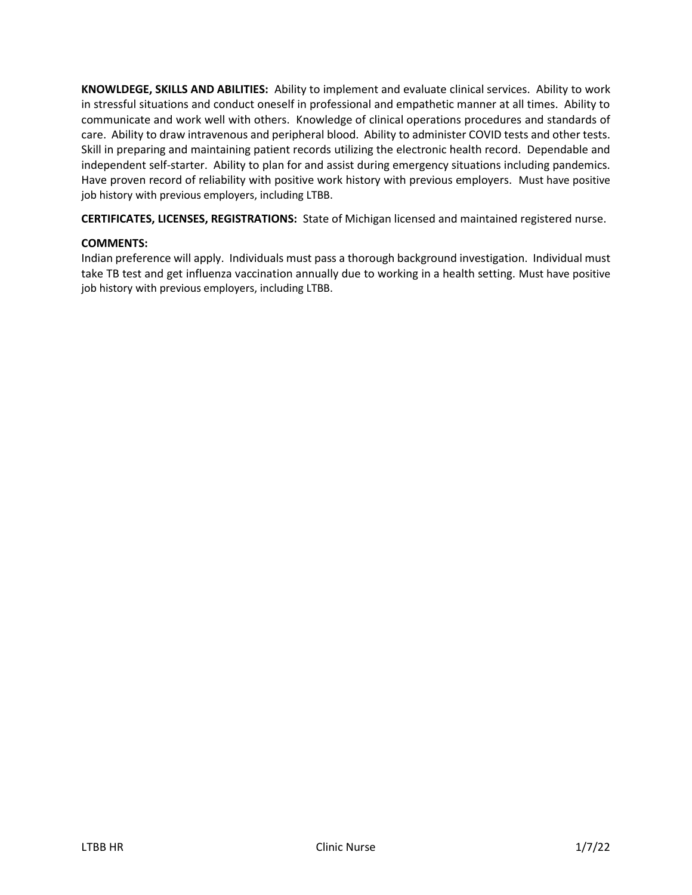**KNOWLDEGE, SKILLS AND ABILITIES:** Ability to implement and evaluate clinical services. Ability to work in stressful situations and conduct oneself in professional and empathetic manner at all times. Ability to communicate and work well with others. Knowledge of clinical operations procedures and standards of care. Ability to draw intravenous and peripheral blood. Ability to administer COVID tests and other tests. Skill in preparing and maintaining patient records utilizing the electronic health record. Dependable and independent self-starter. Ability to plan for and assist during emergency situations including pandemics. Have proven record of reliability with positive work history with previous employers. Must have positive job history with previous employers, including LTBB.

**CERTIFICATES, LICENSES, REGISTRATIONS:** State of Michigan licensed and maintained registered nurse.

**COMMENTS:**

Indian preference will apply. Individuals must pass a thorough background investigation. Individual must take TB test and get influenza vaccination annually due to working in a health setting. Must have positive job history with previous employers, including LTBB.